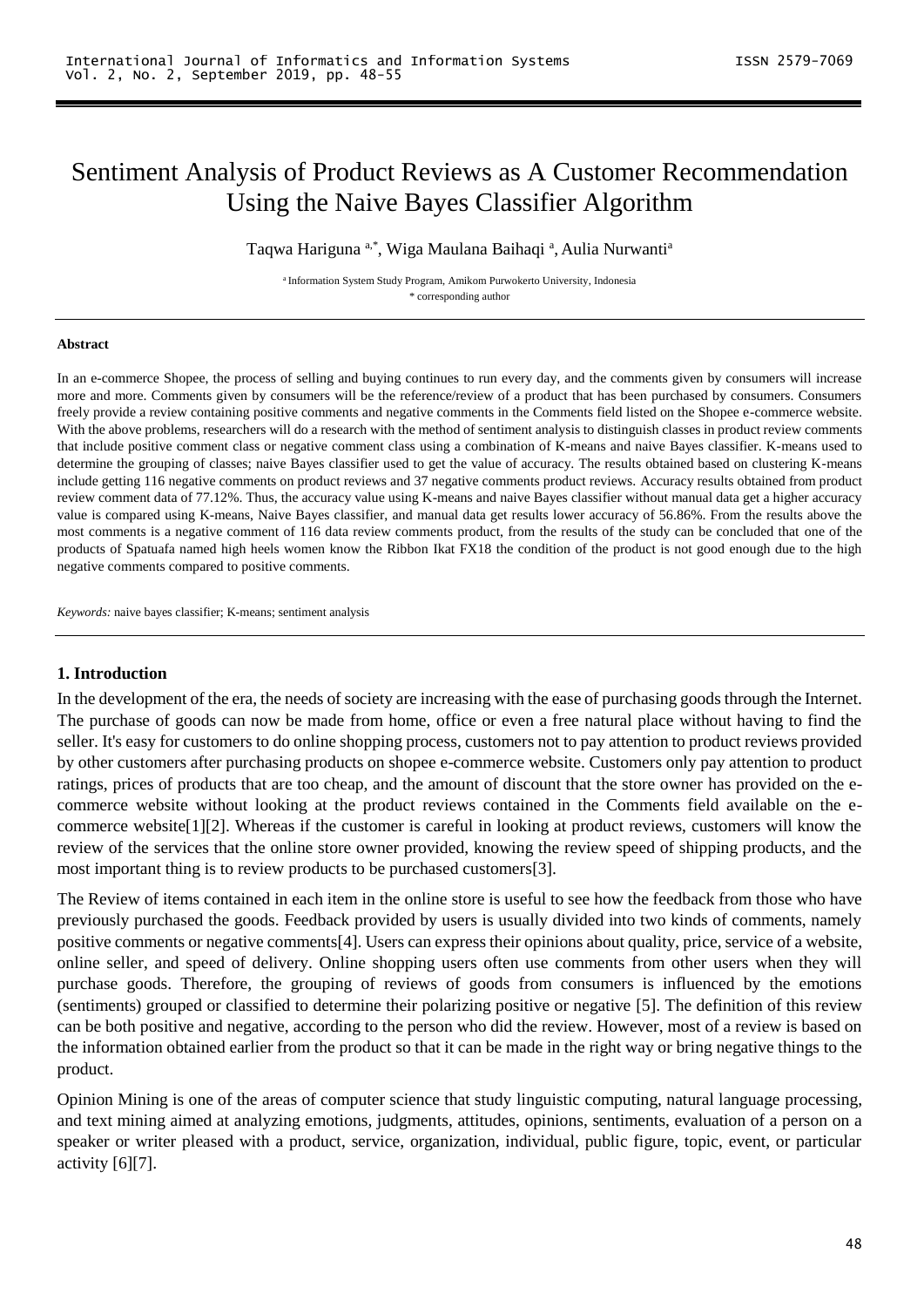# Sentiment Analysis of Product Reviews as A Customer Recommendation Using the Naive Bayes Classifier Algorithm

Taqwa Hariguna [a,*], Wiga Maulana Baihaqi [a], Aulia Nurwanti[a]

[a] Information System Study Program, Amikom Purwokerto University, Indonesia
* corresponding author

#### Abstract

In an e-commerce Shopee, the process of selling and buying continues to run every day, and the comments given by consumers will increase more and more. Comments given by consumers will be the reference/review of a product that has been purchased by consumers. Consumers freely provide a review containing positive comments and negative comments in the Comments field listed on the Shopee e-commerce website. With the above problems, researchers will do a research with the method of sentiment analysis to distinguish classes in product review comments that include positive comment class or negative comment class using a combination of K-means and naive Bayes classifier. K-means used to determine the grouping of classes; naive Bayes classifier used to get the value of accuracy. The results obtained based on clustering K-means include getting 116 negative comments on product reviews and 37 negative comments product reviews. Accuracy results obtained from product review comment data of 77.12%. Thus, the accuracy value using K-means and naive Bayes classifier without manual data get a higher accuracy value is compared using K-means, Naive Bayes classifier, and manual data get results lower accuracy of 56.86%. From the results above the most comments is a negative comment of 116 data review comments product, from the results of the study can be concluded that one of the products of Spatuafa named high heels women know the Ribbon Ikat FX18 the condition of the product is not good enough due to the high negative comments compared to positive comments.

*Keywords:* naive bayes classifier; K-means; sentiment analysis

## 1. Introduction

In the development of the era, the needs of society are increasing with the ease of purchasing goods through the Internet. The purchase of goods can now be made from home, office or even a free natural place without having to find the seller. It's easy for customers to do online shopping process, customers not to pay attention to product reviews provided by other customers after purchasing products on shopee e-commerce website. Customers only pay attention to product ratings, prices of products that are too cheap, and the amount of discount that the store owner has provided on the e-commerce website without looking at the product reviews contained in the Comments field available on the e-commerce website[1][2]. Whereas if the customer is careful in looking at product reviews, customers will know the review of the services that the online store owner provided, knowing the review speed of shipping products, and the most important thing is to review products to be purchased customers[3].

The Review of items contained in each item in the online store is useful to see how the feedback from those who have previously purchased the goods. Feedback provided by users is usually divided into two kinds of comments, namely positive comments or negative comments[4]. Users can express their opinions about quality, price, service of a website, online seller, and speed of delivery. Online shopping users often use comments from other users when they will purchase goods. Therefore, the grouping of reviews of goods from consumers is influenced by the emotions (sentiments) grouped or classified to determine their polarizing positive or negative [5]. The definition of this review can be both positive and negative, according to the person who did the review. However, most of a review is based on the information obtained earlier from the product so that it can be made in the right way or bring negative things to the product.

Opinion Mining is one of the areas of computer science that study linguistic computing, natural language processing, and text mining aimed at analyzing emotions, judgments, attitudes, opinions, sentiments, evaluation of a person on a speaker or writer pleased with a product, service, organization, individual, public figure, topic, event, or particular activity [6][7].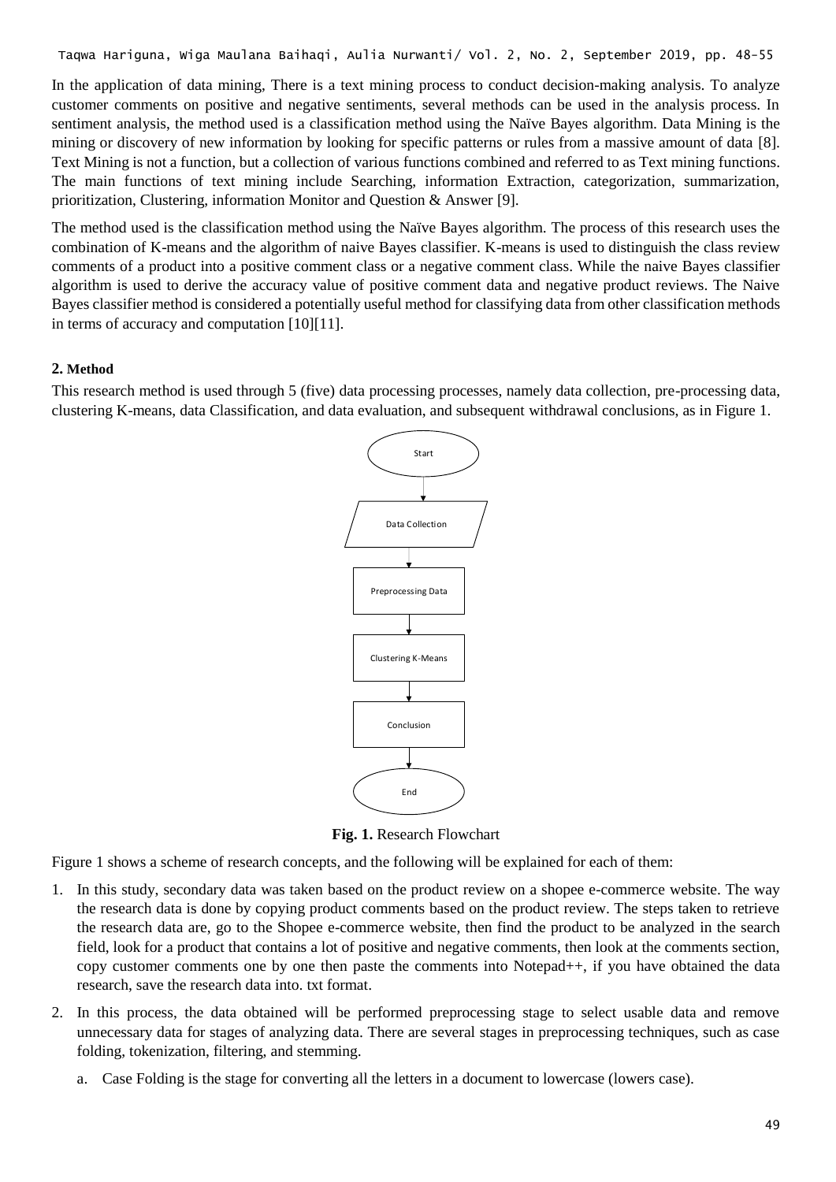In the application of data mining, There is a text mining process to conduct decision-making analysis. To analyze customer comments on positive and negative sentiments, several methods can be used in the analysis process. In sentiment analysis, the method used is a classification method using the Naïve Bayes algorithm. Data Mining is the mining or discovery of new information by looking for specific patterns or rules from a massive amount of data [8]. Text Mining is not a function, but a collection of various functions combined and referred to as Text mining functions. The main functions of text mining include Searching, information Extraction, categorization, summarization, prioritization, Clustering, information Monitor and Question & Answer [9].

The method used is the classification method using the Naïve Bayes algorithm. The process of this research uses the combination of K-means and the algorithm of naive Bayes classifier. K-means is used to distinguish the class review comments of a product into a positive comment class or a negative comment class. While the naive Bayes classifier algorithm is used to derive the accuracy value of positive comment data and negative product reviews. The Naive Bayes classifier method is considered a potentially useful method for classifying data from other classification methods in terms of accuracy and computation [10][11].

## 2. Method

This research method is used through 5 (five) data processing processes, namely data collection, pre-processing data, clustering K-means, data Classification, and data evaluation, and subsequent withdrawal conclusions, as in Figure 1.

Start → Data Collection → Preprocessing Data → Clustering K-Means → Conclusion → End

**Fig. 1.** Research Flowchart

Figure 1 shows a scheme of research concepts, and the following will be explained for each of them:

1. In this study, secondary data was taken based on the product review on a shopee e-commerce website. The way the research data is done by copying product comments based on the product review. The steps taken to retrieve the research data are, go to the Shopee e-commerce website, then find the product to be analyzed in the search field, look for a product that contains a lot of positive and negative comments, then look at the comments section, copy customer comments one by one then paste the comments into Notepad++, if you have obtained the data research, save the research data into. txt format.
2. In this process, the data obtained will be performed preprocessing stage to select usable data and remove unnecessary data for stages of analyzing data. There are several stages in preprocessing techniques, such as case folding, tokenization, filtering, and stemming.
   a. Case Folding is the stage for converting all the letters in a document to lowercase (lowers case).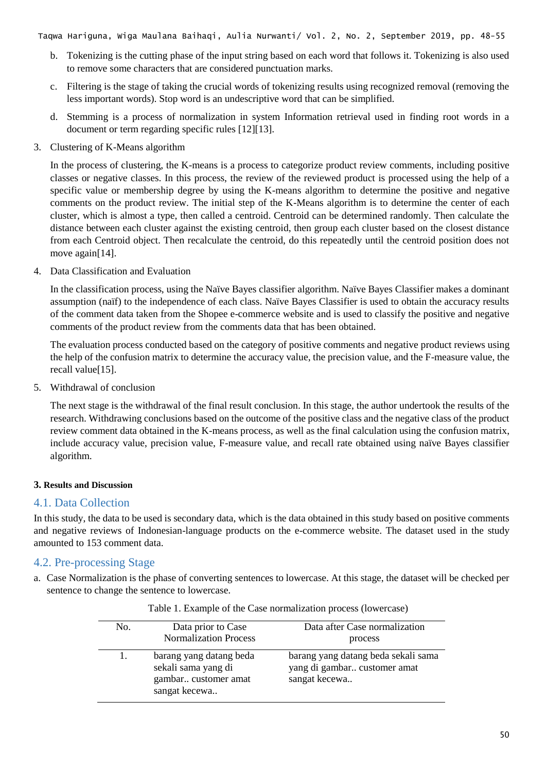b. Tokenizing is the cutting phase of the input string based on each word that follows it. Tokenizing is also used to remove some characters that are considered punctuation marks.

c. Filtering is the stage of taking the crucial words of tokenizing results using recognized removal (removing the less important words). Stop word is an undescriptive word that can be simplified.

d. Stemming is a process of normalization in system Information retrieval used in finding root words in a document or term regarding specific rules [12][13].

3. Clustering of K-Means algorithm

   In the process of clustering, the K-means is a process to categorize product review comments, including positive classes or negative classes. In this process, the review of the reviewed product is processed using the help of a specific value or membership degree by using the K-means algorithm to determine the positive and negative comments on the product review. The initial step of the K-Means algorithm is to determine the center of each cluster, which is almost a type, then called a centroid. Centroid can be determined randomly. Then calculate the distance between each cluster against the existing centroid, then group each cluster based on the closest distance from each Centroid object. Then recalculate the centroid, do this repeatedly until the centroid position does not move again[14].

4. Data Classification and Evaluation

   In the classification process, using the Naïve Bayes classifier algorithm. Naïve Bayes Classifier makes a dominant assumption (naïf) to the independence of each class. Naïve Bayes Classifier is used to obtain the accuracy results of the comment data taken from the Shopee e-commerce website and is used to classify the positive and negative comments of the product review from the comments data that has been obtained.

   The evaluation process conducted based on the category of positive comments and negative product reviews using the help of the confusion matrix to determine the accuracy value, the precision value, and the F-measure value, the recall value[15].

5. Withdrawal of conclusion

   The next stage is the withdrawal of the final result conclusion. In this stage, the author undertook the results of the research. Withdrawing conclusions based on the outcome of the positive class and the negative class of the product review comment data obtained in the K-means process, as well as the final calculation using the confusion matrix, include accuracy value, precision value, F-measure value, and recall rate obtained using naïve Bayes classifier algorithm.

### 3. Results and Discussion

## 4.1. Data Collection

In this study, the data to be used is secondary data, which is the data obtained in this study based on positive comments and negative reviews of Indonesian-language products on the e-commerce website. The dataset used in the study amounted to 153 comment data.

## 4.2. Pre-processing Stage

a. Case Normalization is the phase of converting sentences to lowercase. At this stage, the dataset will be checked per sentence to change the sentence to lowercase.

Table 1. Example of the Case normalization process (lowercase)

| No. | Data prior to Case Normalization Process | Data after Case normalization process |
|---|---|---|
| 1. | barang yang datang beda sekali sama yang di gambar.. customer amat sangat kecewa.. | barang yang datang beda sekali sama yang di gambar.. customer amat sangat kecewa.. |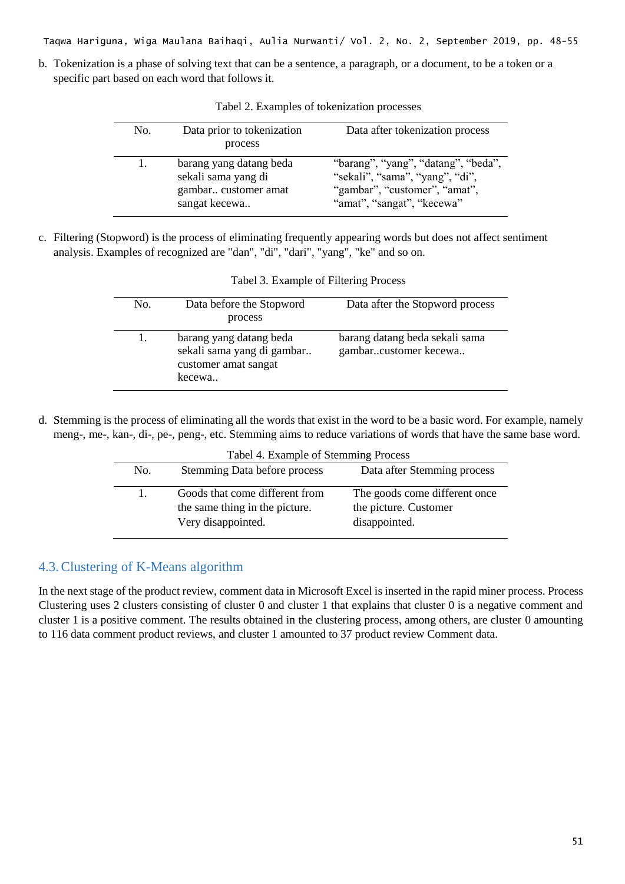b. Tokenization is a phase of solving text that can be a sentence, a paragraph, or a document, to be a token or a specific part based on each word that follows it.

Tabel 2. Examples of tokenization processes

| No. | Data prior to tokenization process | Data after tokenization process |
|---|---|---|
| 1. | barang yang datang beda sekali sama yang di gambar.. customer amat sangat kecewa.. | “barang”, “yang”, “datang”, “beda”, “sekali”, “sama”, “yang”, “di”, “gambar”, “customer”, “amat”, “amat”, “sangat”, “kecewa” |

c. Filtering (Stopword) is the process of eliminating frequently appearing words but does not affect sentiment analysis. Examples of recognized are "dan", "di", "dari", "yang", "ke" and so on.

Tabel 3. Example of Filtering Process

| No. | Data before the Stopword process | Data after the Stopword process |
|---|---|---|
| 1. | barang yang datang beda sekali sama yang di gambar.. customer amat sangat kecewa.. | barang datang beda sekali sama gambar..customer kecewa.. |

d. Stemming is the process of eliminating all the words that exist in the word to be a basic word. For example, namely meng-, me-, kan-, di-, pe-, peng-, etc. Stemming aims to reduce variations of words that have the same base word.

Tabel 4. Example of Stemming Process

| No. | Stemming Data before process | Data after Stemming process |
|---|---|---|
| 1. | Goods that come different from the same thing in the picture. Very disappointed. | The goods come different once the picture. Customer disappointed. |

## 4.3. Clustering of K-Means algorithm

In the next stage of the product review, comment data in Microsoft Excel is inserted in the rapid miner process. Process Clustering uses 2 clusters consisting of cluster 0 and cluster 1 that explains that cluster 0 is a negative comment and cluster 1 is a positive comment. The results obtained in the clustering process, among others, are cluster 0 amounting to 116 data comment product reviews, and cluster 1 amounted to 37 product review Comment data.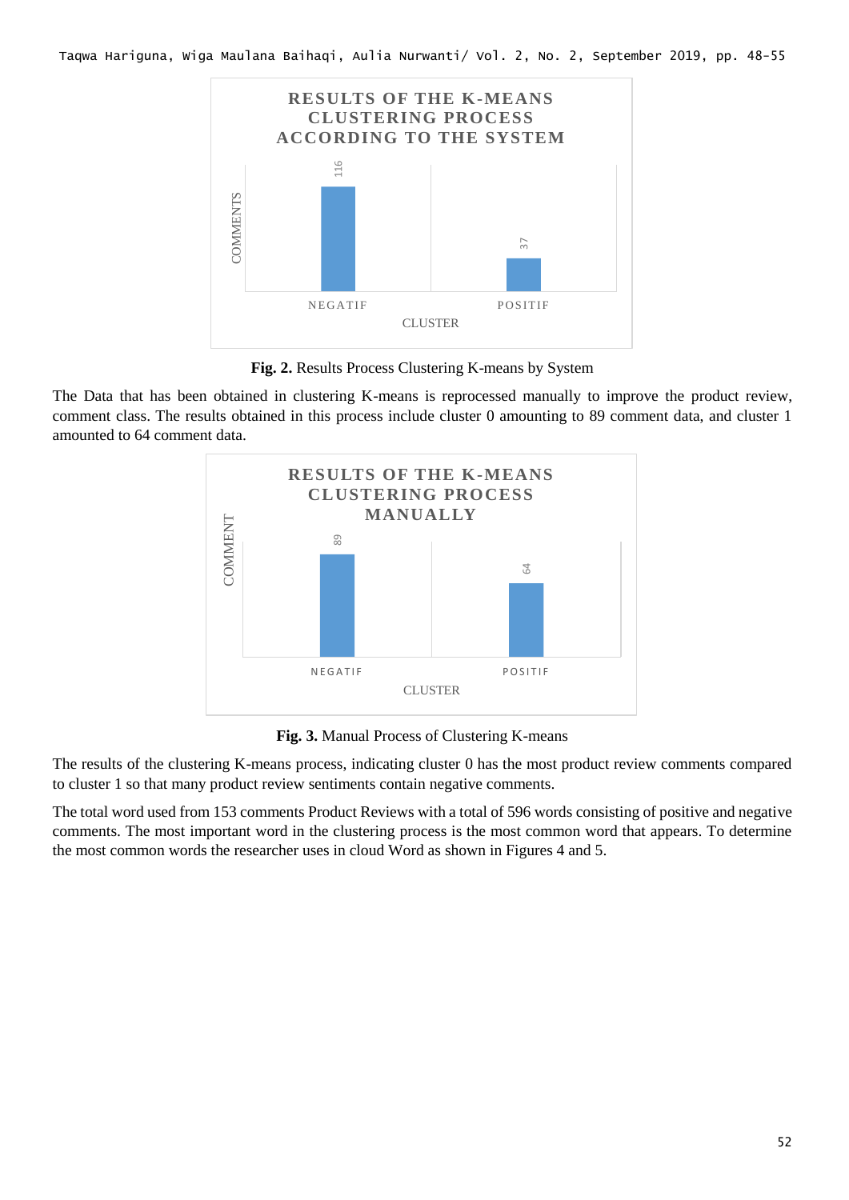**Fig. 2.** Results Process Clustering K-means by System

The Data that has been obtained in clustering K-means is reprocessed manually to improve the product review, comment class. The results obtained in this process include cluster 0 amounting to 89 comment data, and cluster 1 amounted to 64 comment data.

**Fig. 3.** Manual Process of Clustering K-means

The results of the clustering K-means process, indicating cluster 0 has the most product review comments compared to cluster 1 so that many product review sentiments contain negative comments.

The total word used from 153 comments Product Reviews with a total of 596 words consisting of positive and negative comments. The most important word in the clustering process is the most common word that appears. To determine the most common words the researcher uses in cloud Word as shown in Figures 4 and 5.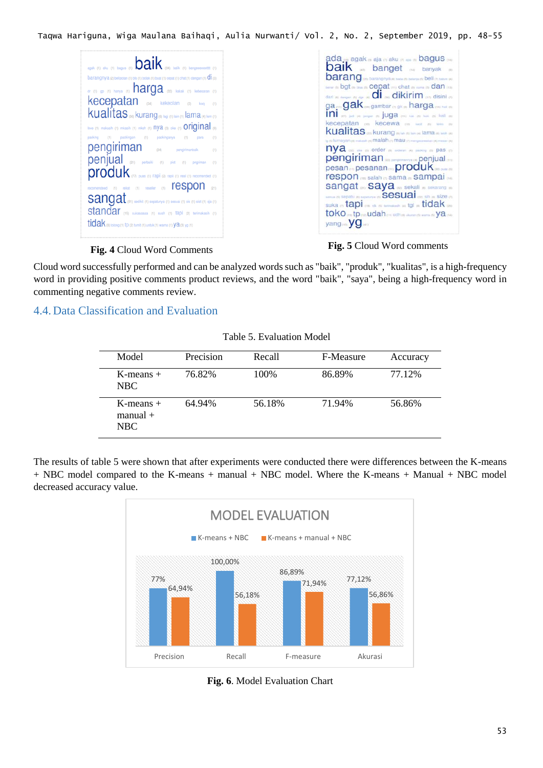**Fig. 4** Cloud Word Comments

**Fig. 5** Cloud Word comments

Cloud word successfully performed and can be analyzed words such as "baik", "produk", "kualitas", is a high-frequency word in providing positive comments product reviews, and the word "baik", "saya", being a high-frequency word in commenting negative comments review.

## 4.4. Data Classification and Evaluation

Table 5. Evaluation Model

| Model | Precision | Recall | F-Measure | Accuracy |
|---|---|---|---|---|
| K-means + NBC | 76.82% | 100% | 86.89% | 77.12% |
| K-means + manual + NBC | 64.94% | 56.18% | 71.94% | 56.86% |

The results of table 5 were shown that after experiments were conducted there were differences between the K-means + NBC model compared to the K-means + manual + NBC model. Where the K-means + Manual + NBC model decreased accuracy value.

**Fig. 6**. Model Evaluation Chart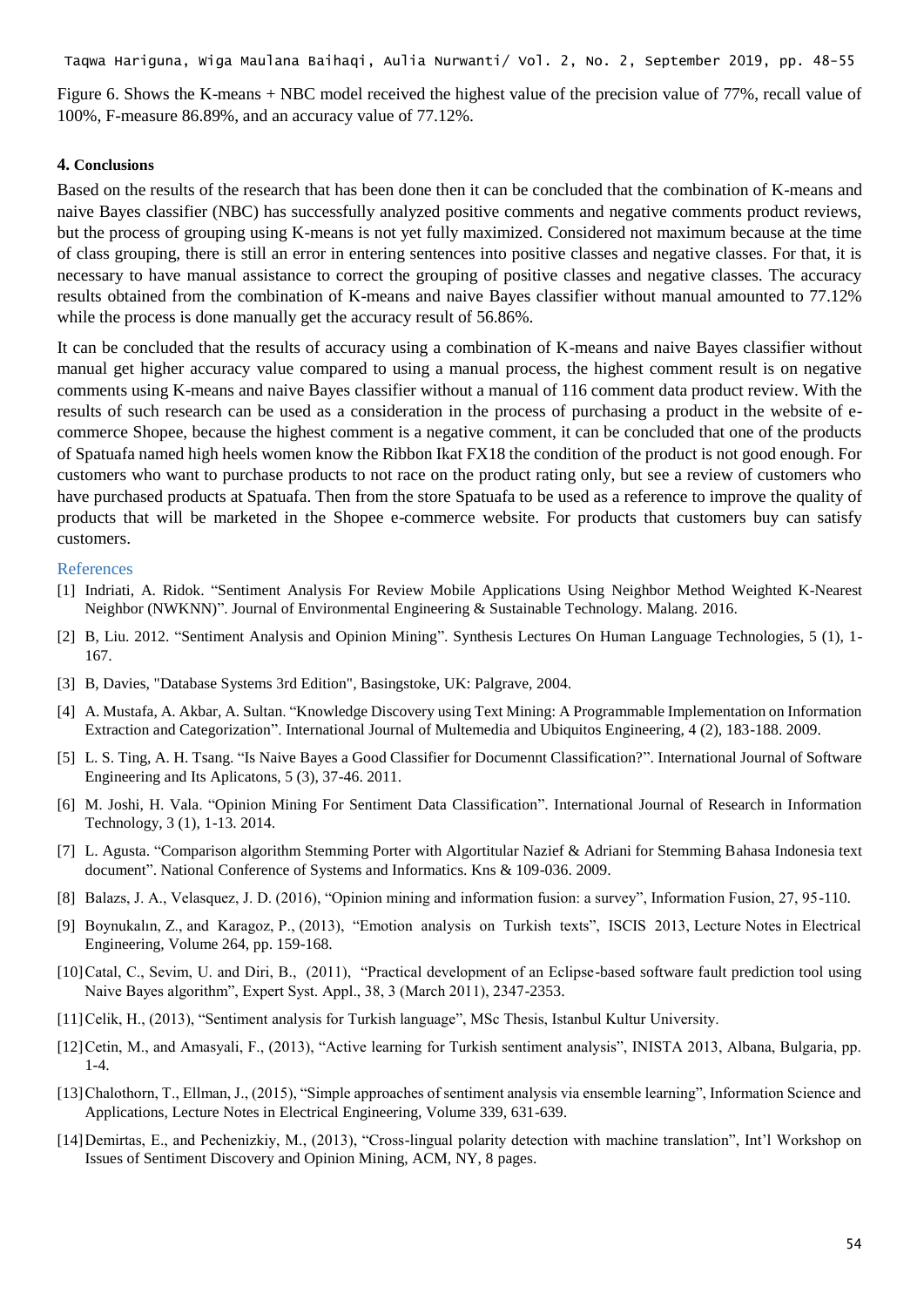Figure 6. Shows the K-means + NBC model received the highest value of the precision value of 77%, recall value of 100%, F-measure 86.89%, and an accuracy value of 77.12%.

## 4. Conclusions

Based on the results of the research that has been done then it can be concluded that the combination of K-means and naive Bayes classifier (NBC) has successfully analyzed positive comments and negative comments product reviews, but the process of grouping using K-means is not yet fully maximized. Considered not maximum because at the time of class grouping, there is still an error in entering sentences into positive classes and negative classes. For that, it is necessary to have manual assistance to correct the grouping of positive classes and negative classes. The accuracy results obtained from the combination of K-means and naive Bayes classifier without manual amounted to 77.12% while the process is done manually get the accuracy result of 56.86%.

It can be concluded that the results of accuracy using a combination of K-means and naive Bayes classifier without manual get higher accuracy value compared to using a manual process, the highest comment result is on negative comments using K-means and naive Bayes classifier without a manual of 116 comment data product review. With the results of such research can be used as a consideration in the process of purchasing a product in the website of e-commerce Shopee, because the highest comment is a negative comment, it can be concluded that one of the products of Spatuafa named high heels women know the Ribbon Ikat FX18 the condition of the product is not good enough. For customers who want to purchase products to not race on the product rating only, but see a review of customers who have purchased products at Spatuafa. Then from the store Spatuafa to be used as a reference to improve the quality of products that will be marketed in the Shopee e-commerce website. For products that customers buy can satisfy customers.

## References

[1] Indriati, A. Ridok. "Sentiment Analysis For Review Mobile Applications Using Neighbor Method Weighted K-Nearest Neighbor (NWKNN)". Journal of Environmental Engineering & Sustainable Technology. Malang. 2016.

[2] B, Liu. 2012. "Sentiment Analysis and Opinion Mining". Synthesis Lectures On Human Language Technologies, 5 (1), 1-167.

[3] B, Davies, "Database Systems 3rd Edition", Basingstoke, UK: Palgrave, 2004.

[4] A. Mustafa, A. Akbar, A. Sultan. "Knowledge Discovery using Text Mining: A Programmable Implementation on Information Extraction and Categorization". International Journal of Multemedia and Ubiquitos Engineering, 4 (2), 183-188. 2009.

[5] L. S. Ting, A. H. Tsang. "Is Naive Bayes a Good Classifier for Documennt Classification?". International Journal of Software Engineering and Its Aplicatons, 5 (3), 37-46. 2011.

[6] M. Joshi, H. Vala. "Opinion Mining For Sentiment Data Classification". International Journal of Research in Information Technology, 3 (1), 1-13. 2014.

[7] L. Agusta. "Comparison algorithm Stemming Porter with Algortitular Nazief & Adriani for Stemming Bahasa Indonesia text document". National Conference of Systems and Informatics. Kns & 109-036. 2009.

[8] Balazs, J. A., Velasquez, J. D. (2016), "Opinion mining and information fusion: a survey", Information Fusion, 27, 95-110.

[9] Boynukalın, Z., and Karagoz, P., (2013), "Emotion analysis on Turkish texts", ISCIS 2013, Lecture Notes in Electrical Engineering, Volume 264, pp. 159-168.

[10] Catal, C., Sevim, U. and Diri, B., (2011), "Practical development of an Eclipse-based software fault prediction tool using Naive Bayes algorithm", Expert Syst. Appl., 38, 3 (March 2011), 2347-2353.

[11] Celik, H., (2013), "Sentiment analysis for Turkish language", MSc Thesis, Istanbul Kultur University.

[12] Cetin, M., and Amasyali, F., (2013), "Active learning for Turkish sentiment analysis", INISTA 2013, Albana, Bulgaria, pp. 1-4.

[13] Chalothorn, T., Ellman, J., (2015), "Simple approaches of sentiment analysis via ensemble learning", Information Science and Applications, Lecture Notes in Electrical Engineering, Volume 339, 631-639.

[14] Demirtas, E., and Pechenizkiy, M., (2013), "Cross-lingual polarity detection with machine translation", Int'l Workshop on Issues of Sentiment Discovery and Opinion Mining, ACM, NY, 8 pages.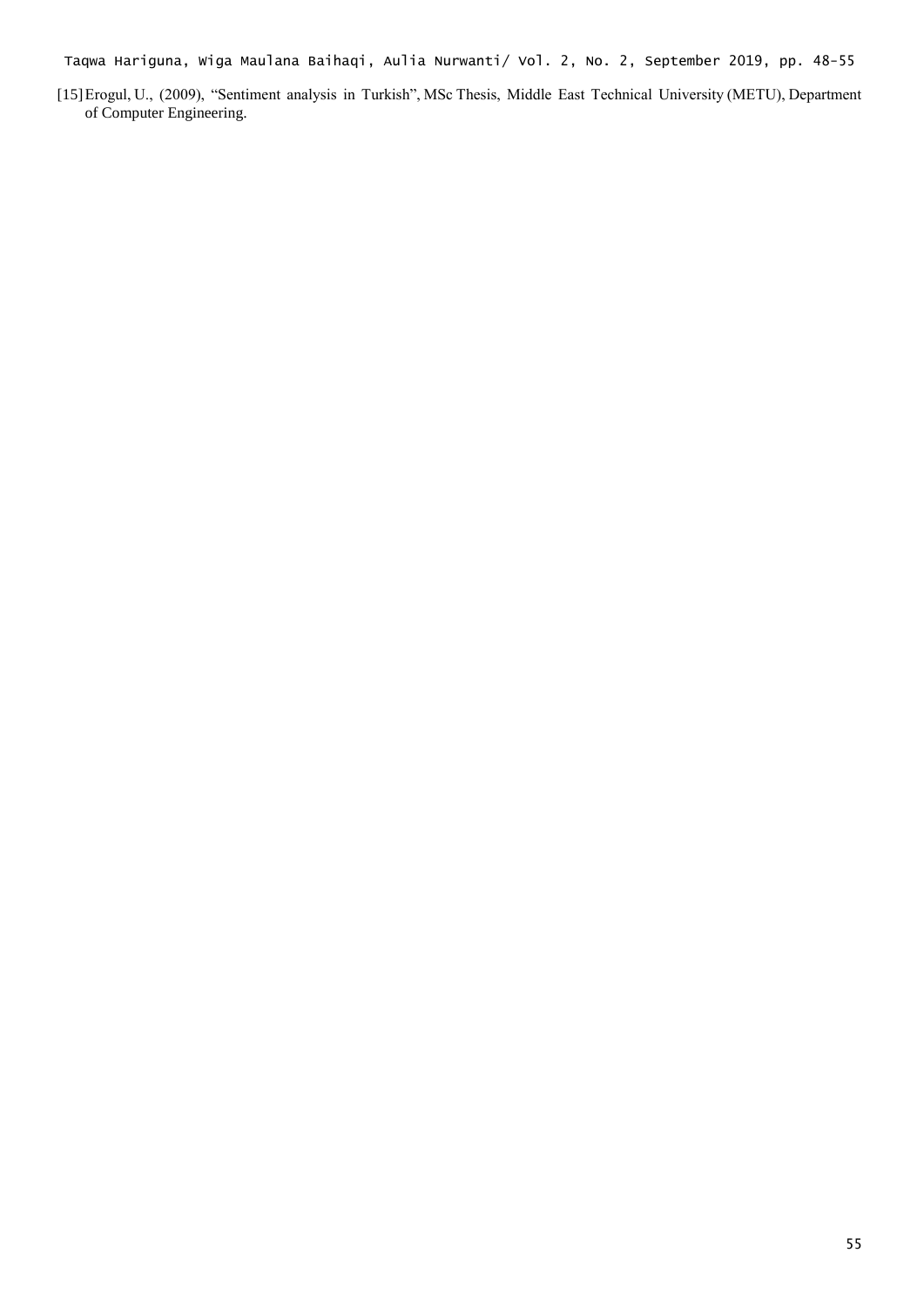[15] Erogul, U., (2009), "Sentiment analysis in Turkish", MSc Thesis, Middle East Technical University (METU), Department of Computer Engineering.